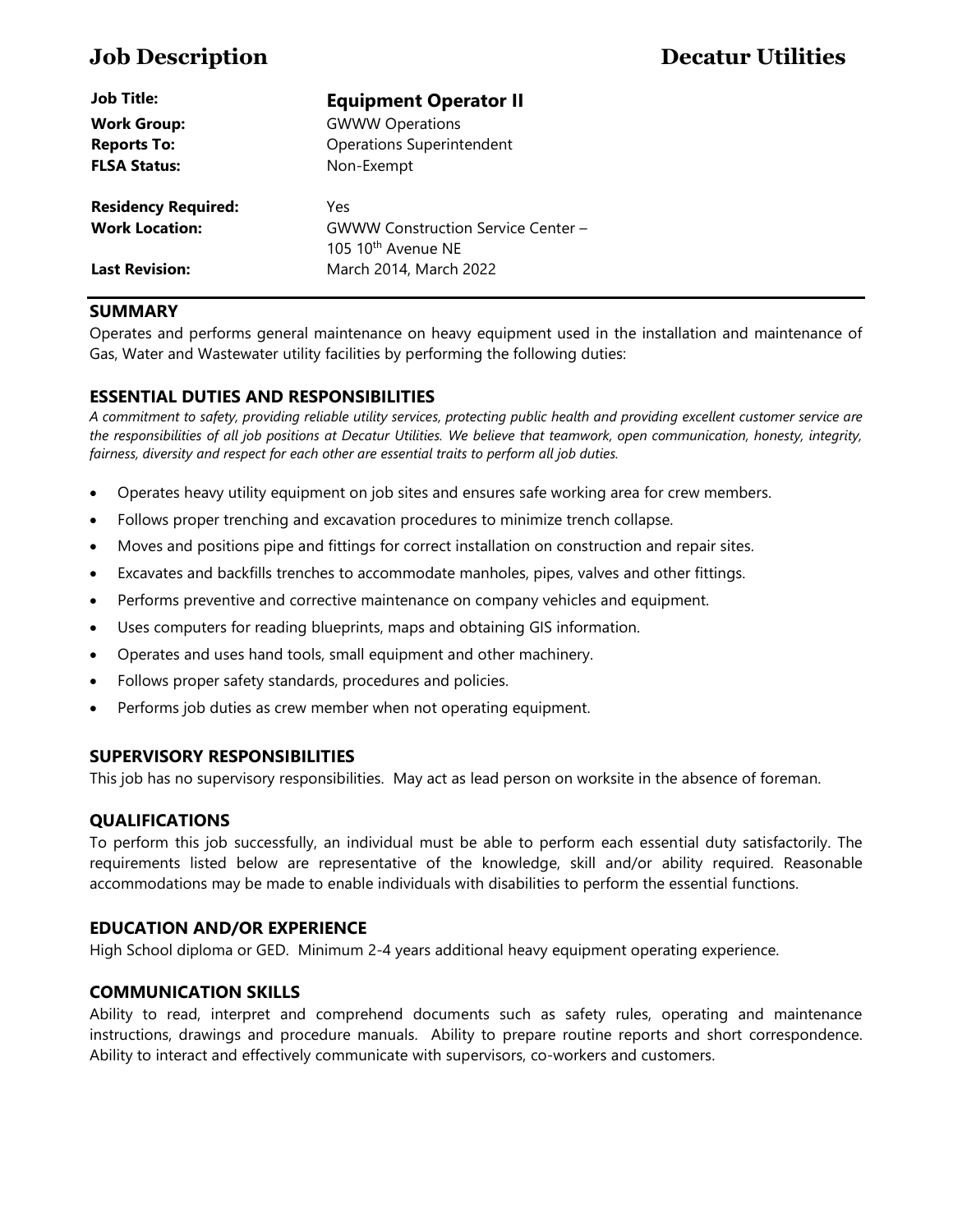# Job Description — Decatur Utilities

| | |
|---|---|
| **Job Title:** | **Equipment Operator II** |
| **Work Group:** | GWWW Operations |
| **Reports To:** | Operations Superintendent |
| **FLSA Status:** | Non-Exempt |
| **Residency Required:** | Yes |
| **Work Location:** | GWWW Construction Service Center – 105 10th Avenue NE |
| **Last Revision:** | March 2014, March 2022 |

## SUMMARY

Operates and performs general maintenance on heavy equipment used in the installation and maintenance of Gas, Water and Wastewater utility facilities by performing the following duties:

## ESSENTIAL DUTIES AND RESPONSIBILITIES

*A commitment to safety, providing reliable utility services, protecting public health and providing excellent customer service are the responsibilities of all job positions at Decatur Utilities. We believe that teamwork, open communication, honesty, integrity, fairness, diversity and respect for each other are essential traits to perform all job duties.*

- Operates heavy utility equipment on job sites and ensures safe working area for crew members.
- Follows proper trenching and excavation procedures to minimize trench collapse.
- Moves and positions pipe and fittings for correct installation on construction and repair sites.
- Excavates and backfills trenches to accommodate manholes, pipes, valves and other fittings.
- Performs preventive and corrective maintenance on company vehicles and equipment.
- Uses computers for reading blueprints, maps and obtaining GIS information.
- Operates and uses hand tools, small equipment and other machinery.
- Follows proper safety standards, procedures and policies.
- Performs job duties as crew member when not operating equipment.

## SUPERVISORY RESPONSIBILITIES

This job has no supervisory responsibilities. May act as lead person on worksite in the absence of foreman.

## QUALIFICATIONS

To perform this job successfully, an individual must be able to perform each essential duty satisfactorily. The requirements listed below are representative of the knowledge, skill and/or ability required. Reasonable accommodations may be made to enable individuals with disabilities to perform the essential functions.

## EDUCATION AND/OR EXPERIENCE

High School diploma or GED. Minimum 2-4 years additional heavy equipment operating experience.

## COMMUNICATION SKILLS

Ability to read, interpret and comprehend documents such as safety rules, operating and maintenance instructions, drawings and procedure manuals. Ability to prepare routine reports and short correspondence. Ability to interact and effectively communicate with supervisors, co-workers and customers.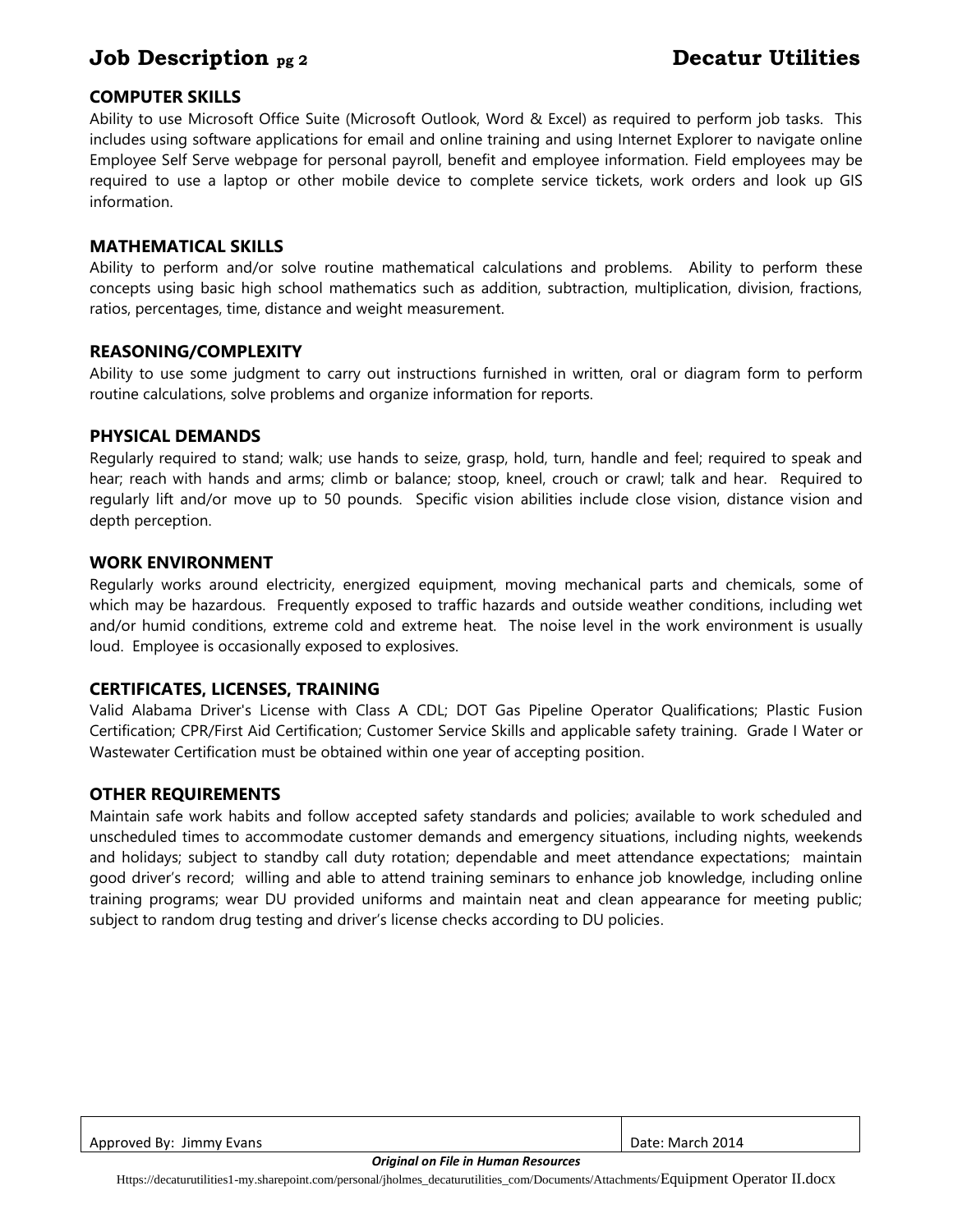## COMPUTER SKILLS

Ability to use Microsoft Office Suite (Microsoft Outlook, Word & Excel) as required to perform job tasks. This includes using software applications for email and online training and using Internet Explorer to navigate online Employee Self Serve webpage for personal payroll, benefit and employee information. Field employees may be required to use a laptop or other mobile device to complete service tickets, work orders and look up GIS information.

## MATHEMATICAL SKILLS

Ability to perform and/or solve routine mathematical calculations and problems. Ability to perform these concepts using basic high school mathematics such as addition, subtraction, multiplication, division, fractions, ratios, percentages, time, distance and weight measurement.

## REASONING/COMPLEXITY

Ability to use some judgment to carry out instructions furnished in written, oral or diagram form to perform routine calculations, solve problems and organize information for reports.

## PHYSICAL DEMANDS

Regularly required to stand; walk; use hands to seize, grasp, hold, turn, handle and feel; required to speak and hear; reach with hands and arms; climb or balance; stoop, kneel, crouch or crawl; talk and hear. Required to regularly lift and/or move up to 50 pounds. Specific vision abilities include close vision, distance vision and depth perception.

## WORK ENVIRONMENT

Regularly works around electricity, energized equipment, moving mechanical parts and chemicals, some of which may be hazardous. Frequently exposed to traffic hazards and outside weather conditions, including wet and/or humid conditions, extreme cold and extreme heat. The noise level in the work environment is usually loud. Employee is occasionally exposed to explosives.

## CERTIFICATES, LICENSES, TRAINING

Valid Alabama Driver's License with Class A CDL; DOT Gas Pipeline Operator Qualifications; Plastic Fusion Certification; CPR/First Aid Certification; Customer Service Skills and applicable safety training. Grade I Water or Wastewater Certification must be obtained within one year of accepting position.

## OTHER REQUIREMENTS

Maintain safe work habits and follow accepted safety standards and policies; available to work scheduled and unscheduled times to accommodate customer demands and emergency situations, including nights, weekends and holidays; subject to standby call duty rotation; dependable and meet attendance expectations; maintain good driver's record; willing and able to attend training seminars to enhance job knowledge, including online training programs; wear DU provided uniforms and maintain neat and clean appearance for meeting public; subject to random drug testing and driver's license checks according to DU policies.

| | |
|---|---|
| Approved By: Jimmy Evans | Date: March 2014 |

***Original on File in Human Resources***

Https://decaturutilities1-my.sharepoint.com/personal/jholmes_decaturutilities_com/Documents/Attachments/Equipment Operator II.docx